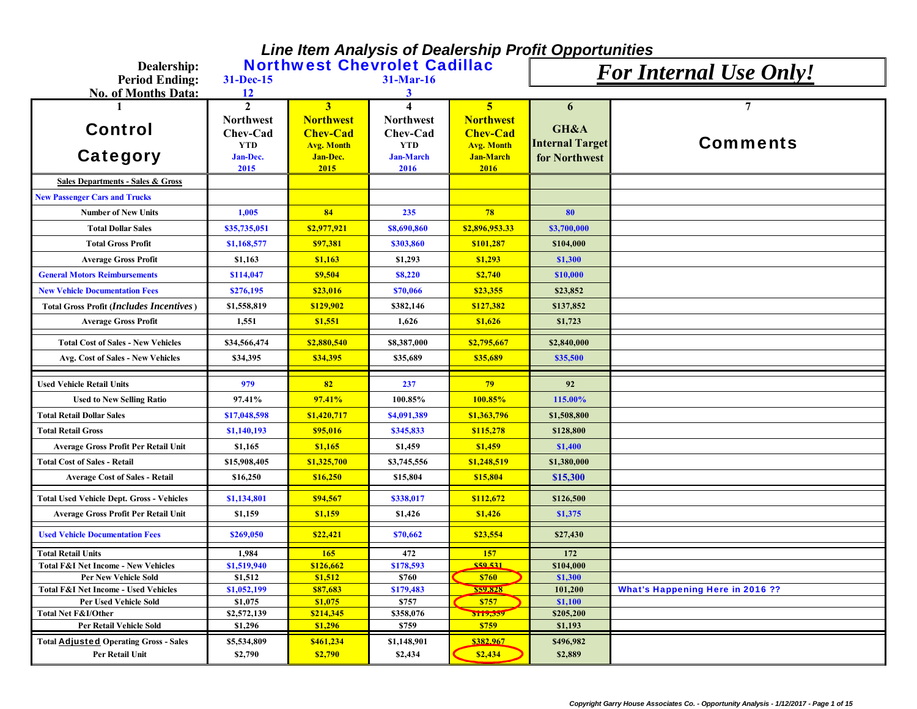# Line Item Analysis of Dealership Profit Opportunities

**Dealership:** Northwest Chevrolet Cadillac

**Period Ending:** 31-Dec-15 | 31-Mar-16

**No. of Months Data:** 12 | 3

***For Internal Use Only!***

| 1 | 2 | 3 | 4 | 5 | 6 | 7 |
|---|---|---|---|---|---|---|
| **Control Category** | **Northwest Chev-Cad YTD Jan-Dec. 2015** | **Northwest Chev-Cad Avg. Month Jan-Dec. 2015** | **Northwest Chev-Cad YTD Jan-March 2016** | **Northwest Chev-Cad Avg. Month Jan-March 2016** | **GH&A Internal Target for Northwest** | **Comments** |
| **Sales Departments - Sales & Gross** | | | | | | |
| **New Passenger Cars and Trucks** | | | | | | |
| Number of New Units | 1,005 | 84 | 235 | 78 | 80 | |
| Total Dollar Sales | $35,735,051 | $2,977,921 | $8,690,860 | $2,896,953.33 | $3,700,000 | |
| Total Gross Profit | $1,168,577 | $97,381 | $303,860 | $101,287 | $104,000 | |
| Average Gross Profit | $1,163 | $1,163 | $1,293 | $1,293 | $1,300 | |
| General Motors Reimbursements | $114,047 | $9,504 | $8,220 | $2,740 | $10,000 | |
| New Vehicle Documentation Fees | $276,195 | $23,016 | $70,066 | $23,355 | $23,852 | |
| Total Gross Profit (*Includes Incentives*) | $1,558,819 | $129,902 | $382,146 | $127,382 | $137,852 | |
| Average Gross Profit | 1,551 | $1,551 | 1,626 | $1,626 | $1,723 | |
| Total Cost of Sales - New Vehicles | $34,566,474 | $2,880,540 | $8,387,000 | $2,795,667 | $2,840,000 | |
| Avg. Cost of Sales - New Vehicles | $34,395 | $34,395 | $35,689 | $35,689 | $35,500 | |
| Used Vehicle Retail Units | 979 | 82 | 237 | 79 | 92 | |
| Used to New Selling Ratio | 97.41% | 97.41% | 100.85% | 100.85% | 115.00% | |
| Total Retail Dollar Sales | $17,048,598 | $1,420,717 | $4,091,389 | $1,363,796 | $1,508,800 | |
| Total Retail Gross | $1,140,193 | $95,016 | $345,833 | $115,278 | $128,800 | |
| Average Gross Profit Per Retail Unit | $1,165 | $1,165 | $1,459 | $1,459 | $1,400 | |
| Total Cost of Sales - Retail | $15,908,405 | $1,325,700 | $3,745,556 | $1,248,519 | $1,380,000 | |
| Average Cost of Sales - Retail | $16,250 | $16,250 | $15,804 | $15,804 | $15,300 | |
| Total Used Vehicle Dept. Gross - Vehicles | $1,134,801 | $94,567 | $338,017 | $112,672 | $126,500 | |
| Average Gross Profit Per Retail Unit | $1,159 | $1,159 | $1,426 | $1,426 | $1,375 | |
| Used Vehicle Documentation Fees | $269,050 | $22,421 | $70,662 | $23,554 | $27,430 | |
| Total Retail Units | 1,984 | 165 | 472 | 157 | 172 | |
| Total F&I Net Income - New Vehicles | $1,519,940 | $126,662 | $178,593 | $59,531 | $104,000 | |
| Per New Vehicle Sold | $1,512 | $1,512 | $760 | $760 | $1,300 | |
| Total F&I Net Income - Used Vehicles | $1,052,199 | $87,683 | $179,483 | $59,828 | 101,200 | What's Happening Here in 2016 ?? |
| Per Used Vehicle Sold | $1,075 | $1,075 | $757 | $757 | $1,100 | |
| Total Net F&I/Other | $2,572,139 | $214,345 | $358,076 | $119,359 | $205,200 | |
| Per Retail Vehicle Sold | $1,296 | $1,296 | $759 | $759 | $1,193 | |
| Total Adjusted Operating Gross - Sales | $5,534,809 | $461,234 | $1,148,901 | $382,967 | $496,982 | |
| Per Retail Unit | $2,790 | $2,790 | $2,434 | $2,434 | $2,889 | |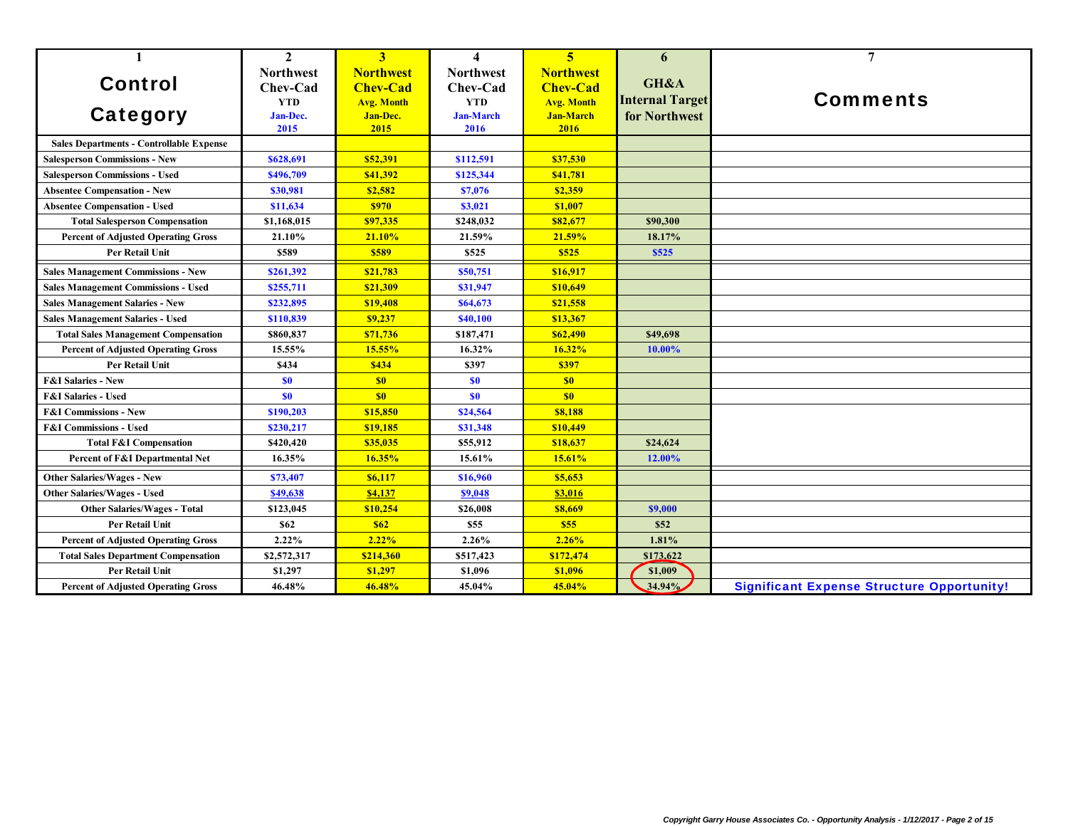| 1<br>Control Category | 2<br>Northwest Chev-Cad YTD Jan-Dec. 2015 | 3<br>Northwest Chev-Cad Avg. Month Jan-Dec. 2015 | 4<br>Northwest Chev-Cad YTD Jan-March 2016 | 5<br>Northwest Chev-Cad Avg. Month Jan-March 2016 | 6<br>GH&A Internal Target for Northwest | 7<br>Comments |
|---|---|---|---|---|---|---|
| **Sales Departments - Controllable Expense** | | | | | | |
| Salesperson Commissions - New | $628,691 | $52,391 | $112,591 | $37,530 | | |
| Salesperson Commissions - Used | $496,709 | $41,392 | $125,344 | $41,781 | | |
| Absentee Compensation - New | $30,981 | $2,582 | $7,076 | $2,359 | | |
| Absentee Compensation - Used | $11,634 | $970 | $3,021 | $1,007 | | |
| Total Salesperson Compensation | $1,168,015 | $97,335 | $248,032 | $82,677 | $90,300 | |
| Percent of Adjusted Operating Gross | 21.10% | 21.10% | 21.59% | 21.59% | 18.17% | |
| Per Retail Unit | $589 | $589 | $525 | $525 | $525 | |
| Sales Management Commissions - New | $261,392 | $21,783 | $50,751 | $16,917 | | |
| Sales Management Commissions - Used | $255,711 | $21,309 | $31,947 | $10,649 | | |
| Sales Management Salaries - New | $232,895 | $19,408 | $64,673 | $21,558 | | |
| Sales Management Salaries - Used | $110,839 | $9,237 | $40,100 | $13,367 | | |
| Total Sales Management Compensation | $860,837 | $71,736 | $187,471 | $62,490 | $49,698 | |
| Percent of Adjusted Operating Gross | 15.55% | 15.55% | 16.32% | 16.32% | 10.00% | |
| Per Retail Unit | $434 | $434 | $397 | $397 | | |
| F&I Salaries - New | $0 | $0 | $0 | $0 | | |
| F&I Salaries - Used | $0 | $0 | $0 | $0 | | |
| F&I Commissions - New | $190,203 | $15,850 | $24,564 | $8,188 | | |
| F&I Commissions - Used | $230,217 | $19,185 | $31,348 | $10,449 | | |
| Total F&I Compensation | $420,420 | $35,035 | $55,912 | $18,637 | $24,624 | |
| Percent of F&I Departmental Net | 16.35% | 16.35% | 15.61% | 15.61% | 12.00% | |
| Other Salaries/Wages - New | $73,407 | $6,117 | $16,960 | $5,653 | | |
| Other Salaries/Wages - Used | $49,638 | $4,137 | $9,048 | $3,016 | | |
| Other Salaries/Wages - Total | $123,045 | $10,254 | $26,008 | $8,669 | $9,000 | |
| Per Retail Unit | $62 | $62 | $55 | $55 | $52 | |
| Percent of Adjusted Operating Gross | 2.22% | 2.22% | 2.26% | 2.26% | 1.81% | |
| Total Sales Department Compensation | $2,572,317 | $214,360 | $517,423 | $172,474 | $173,622 | |
| Per Retail Unit | $1,297 | $1,297 | $1,096 | $1,096 | $1,009 | |
| Percent of Adjusted Operating Gross | 46.48% | 46.48% | 45.04% | 45.04% | 34.94% | **Significant Expense Structure Opportunity!** |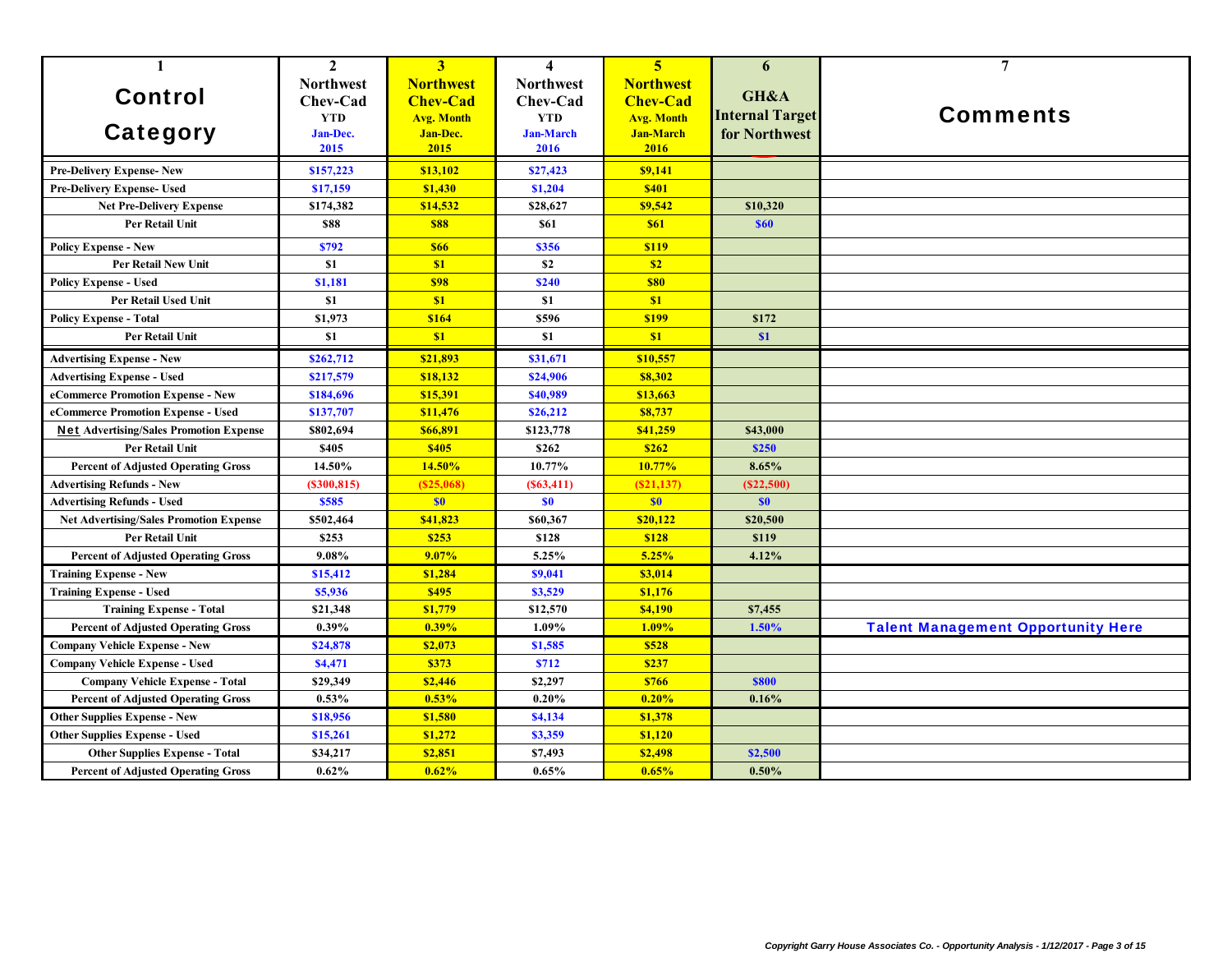| 1<br>Control Category | 2<br>Northwest Chev-Cad YTD Jan-Dec. 2015 | 3<br>Northwest Chev-Cad Avg. Month Jan-Dec. 2015 | 4<br>Northwest Chev-Cad YTD Jan-March 2016 | 5<br>Northwest Chev-Cad Avg. Month Jan-March 2016 | 6<br>GH&A Internal Target for Northwest | 7<br>Comments |
|---|---|---|---|---|---|---|
| Pre-Delivery Expense- New | $157,223 | $13,102 | $27,423 | $9,141 | | |
| Pre-Delivery Expense- Used | $17,159 | $1,430 | $1,204 | $401 | | |
| Net Pre-Delivery Expense | $174,382 | $14,532 | $28,627 | $9,542 | $10,320 | |
| Per Retail Unit | $88 | $88 | $61 | $61 | $60 | |
| Policy Expense - New | $792 | $66 | $356 | $119 | | |
| Per Retail New Unit | $1 | $1 | $2 | $2 | | |
| Policy Expense - Used | $1,181 | $98 | $240 | $80 | | |
| Per Retail Used Unit | $1 | $1 | $1 | $1 | | |
| Policy Expense - Total | $1,973 | $164 | $596 | $199 | $172 | |
| Per Retail Unit | $1 | $1 | $1 | $1 | $1 | |
| Advertising Expense - New | $262,712 | $21,893 | $31,671 | $10,557 | | |
| Advertising Expense - Used | $217,579 | $18,132 | $24,906 | $8,302 | | |
| eCommerce Promotion Expense - New | $184,696 | $15,391 | $40,989 | $13,663 | | |
| eCommerce Promotion Expense - Used | $137,707 | $11,476 | $26,212 | $8,737 | | |
| Net Advertising/Sales Promotion Expense | $802,694 | $66,891 | $123,778 | $41,259 | $43,000 | |
| Per Retail Unit | $405 | $405 | $262 | $262 | $250 | |
| Percent of Adjusted Operating Gross | 14.50% | 14.50% | 10.77% | 10.77% | 8.65% | |
| Advertising Refunds - New | ($300,815) | ($25,068) | ($63,411) | ($21,137) | ($22,500) | |
| Advertising Refunds - Used | $585 | $0 | $0 | $0 | $0 | |
| Net Advertising/Sales Promotion Expense | $502,464 | $41,823 | $60,367 | $20,122 | $20,500 | |
| Per Retail Unit | $253 | $253 | $128 | $128 | $119 | |
| Percent of Adjusted Operating Gross | 9.08% | 9.07% | 5.25% | 5.25% | 4.12% | |
| Training Expense - New | $15,412 | $1,284 | $9,041 | $3,014 | | |
| Training Expense - Used | $5,936 | $495 | $3,529 | $1,176 | | |
| Training Expense - Total | $21,348 | $1,779 | $12,570 | $4,190 | $7,455 | |
| Percent of Adjusted Operating Gross | 0.39% | 0.39% | 1.09% | 1.09% | 1.50% | Talent Management Opportunity Here |
| Company Vehicle Expense - New | $24,878 | $2,073 | $1,585 | $528 | | |
| Company Vehicle Expense - Used | $4,471 | $373 | $712 | $237 | | |
| Company Vehicle Expense - Total | $29,349 | $2,446 | $2,297 | $766 | $800 | |
| Percent of Adjusted Operating Gross | 0.53% | 0.53% | 0.20% | 0.20% | 0.16% | |
| Other Supplies Expense - New | $18,956 | $1,580 | $4,134 | $1,378 | | |
| Other Supplies Expense - Used | $15,261 | $1,272 | $3,359 | $1,120 | | |
| Other Supplies Expense - Total | $34,217 | $2,851 | $7,493 | $2,498 | $2,500 | |
| Percent of Adjusted Operating Gross | 0.62% | 0.62% | 0.65% | 0.65% | 0.50% | |

*Copyright Garry House Associates Co. - Opportunity Analysis - 1/12/2017*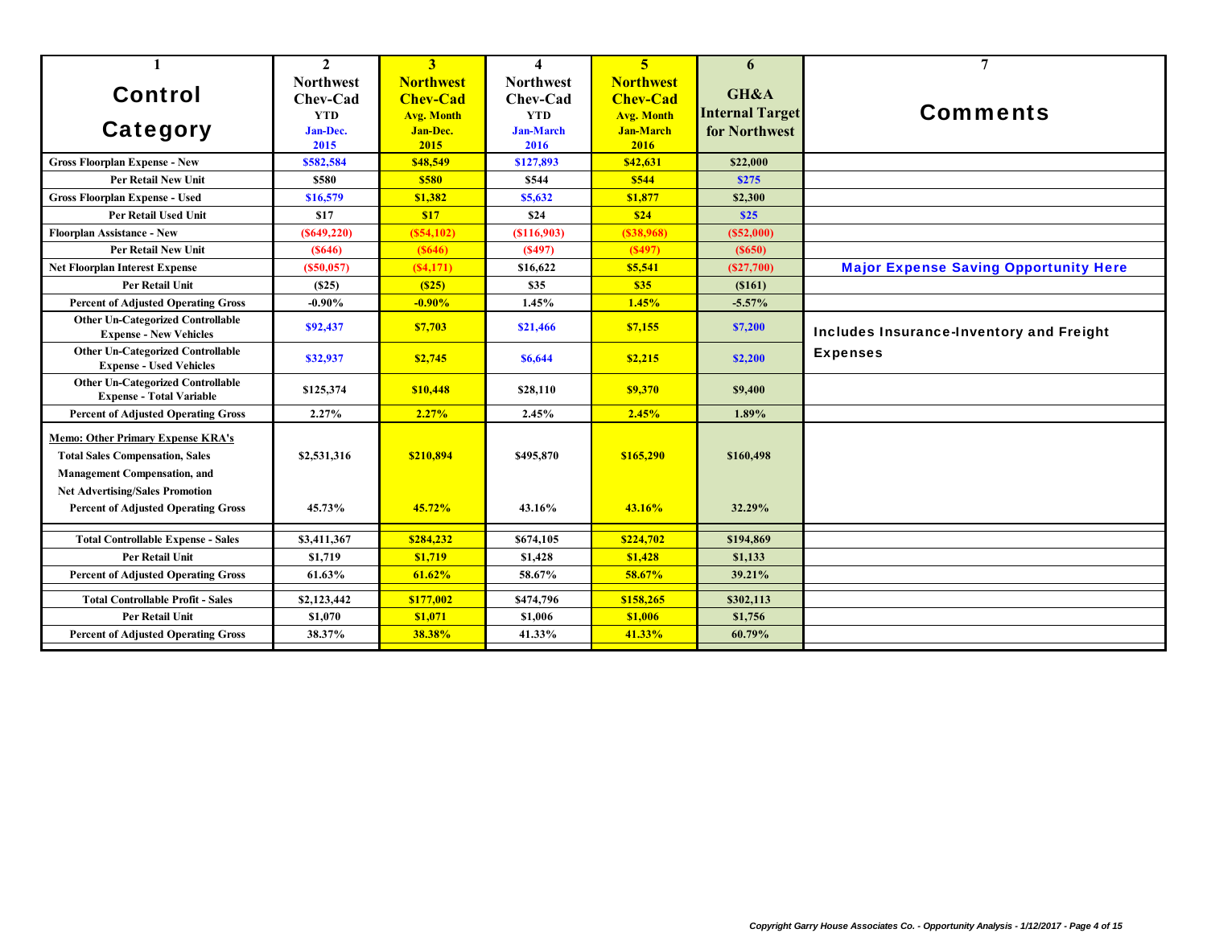| 1 Control Category | 2 Northwest Chev-Cad YTD Jan-Dec. 2015 | 3 Northwest Chev-Cad Avg. Month Jan-Dec. 2015 | 4 Northwest Chev-Cad YTD Jan-March 2016 | 5 Northwest Chev-Cad Avg. Month Jan-March 2016 | 6 GH&A Internal Target for Northwest | 7 Comments |
|---|---|---|---|---|---|---|
| Gross Floorplan Expense - New | $582,584 | $48,549 | $127,893 | $42,631 | $22,000 | |
| Per Retail New Unit | $580 | $580 | $544 | $544 | $275 | |
| Gross Floorplan Expense - Used | $16,579 | $1,382 | $5,632 | $1,877 | $2,300 | |
| Per Retail Used Unit | $17 | $17 | $24 | $24 | $25 | |
| Floorplan Assistance - New | ($649,220) | ($54,102) | ($116,903) | ($38,968) | ($52,000) | |
| Per Retail New Unit | ($646) | ($646) | ($497) | ($497) | ($650) | |
| Net Floorplan Interest Expense | ($50,057) | ($4,171) | $16,622 | $5,541 | ($27,700) | Major Expense Saving Opportunity Here |
| Per Retail Unit | ($25) | ($25) | $35 | $35 | ($161) | |
| Percent of Adjusted Operating Gross | -0.90% | -0.90% | 1.45% | 1.45% | -5.57% | |
| Other Un-Categorized Controllable Expense - New Vehicles | $92,437 | $7,703 | $21,466 | $7,155 | $7,200 | Includes Insurance-Inventory and Freight Expenses |
| Other Un-Categorized Controllable Expense - Used Vehicles | $32,937 | $2,745 | $6,644 | $2,215 | $2,200 | |
| Other Un-Categorized Controllable Expense - Total Variable | $125,374 | $10,448 | $28,110 | $9,370 | $9,400 | |
| Percent of Adjusted Operating Gross | 2.27% | 2.27% | 2.45% | 2.45% | 1.89% | |
| Memo: Other Primary Expense KRA's Total Sales Compensation, Sales Management Compensation, and Net Advertising/Sales Promotion | $2,531,316 | $210,894 | $495,870 | $165,290 | $160,498 | |
| Percent of Adjusted Operating Gross | 45.73% | 45.72% | 43.16% | 43.16% | 32.29% | |
| Total Controllable Expense - Sales | $3,411,367 | $284,232 | $674,105 | $224,702 | $194,869 | |
| Per Retail Unit | $1,719 | $1,719 | $1,428 | $1,428 | $1,133 | |
| Percent of Adjusted Operating Gross | 61.63% | 61.62% | 58.67% | 58.67% | 39.21% | |
| Total Controllable Profit - Sales | $2,123,442 | $177,002 | $474,796 | $158,265 | $302,113 | |
| Per Retail Unit | $1,070 | $1,071 | $1,006 | $1,006 | $1,756 | |
| Percent of Adjusted Operating Gross | 38.37% | 38.38% | 41.33% | 41.33% | 60.79% | |

*Copyright Garry House Associates Co. - Opportunity Analysis - 1/12/2017*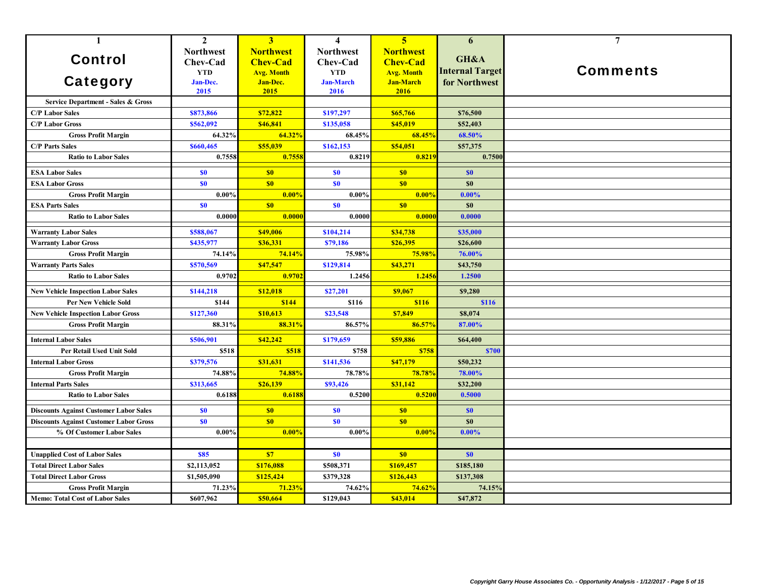| 1<br>Control Category | 2<br>Northwest Chev-Cad YTD Jan-Dec. 2015 | 3<br>Northwest Chev-Cad Avg. Month Jan-Dec. 2015 | 4<br>Northwest Chev-Cad YTD Jan-March 2016 | 5<br>Northwest Chev-Cad Avg. Month Jan-March 2016 | 6<br>GH&A Internal Target for Northwest | 7<br>Comments |
|---|---|---|---|---|---|---|
| **Service Department - Sales & Gross** | | | | | | |
| C/P Labor Sales | $873,866 | $72,822 | $197,297 | $65,766 | $76,500 | |
| C/P Labor Gross | $562,092 | $46,841 | $135,058 | $45,019 | $52,403 | |
| Gross Profit Margin | 64.32% | 64.32% | 68.45% | 68.45% | 68.50% | |
| C/P Parts Sales | $660,465 | $55,039 | $162,153 | $54,051 | $57,375 | |
| Ratio to Labor Sales | 0.7558 | 0.7558 | 0.8219 | 0.8219 | 0.7500 | |
| ESA Labor Sales | $0 | $0 | $0 | $0 | $0 | |
| ESA Labor Gross | $0 | $0 | $0 | $0 | $0 | |
| Gross Profit Margin | 0.00% | 0.00% | 0.00% | 0.00% | 0.00% | |
| ESA Parts Sales | $0 | $0 | $0 | $0 | $0 | |
| Ratio to Labor Sales | 0.0000 | 0.0000 | 0.0000 | 0.0000 | 0.0000 | |
| Warranty Labor Sales | $588,067 | $49,006 | $104,214 | $34,738 | $35,000 | |
| Warranty Labor Gross | $435,977 | $36,331 | $79,186 | $26,395 | $26,600 | |
| Gross Profit Margin | 74.14% | 74.14% | 75.98% | 75.98% | 76.00% | |
| Warranty Parts Sales | $570,569 | $47,547 | $129,814 | $43,271 | $43,750 | |
| Ratio to Labor Sales | 0.9702 | 0.9702 | 1.2456 | 1.2456 | 1.2500 | |
| New Vehicle Inspection Labor Sales | $144,218 | $12,018 | $27,201 | $9,067 | $9,280 | |
| Per New Vehicle Sold | $144 | $144 | $116 | $116 | $116 | |
| New Vehicle Inspection Labor Gross | $127,360 | $10,613 | $23,548 | $7,849 | $8,074 | |
| Gross Profit Margin | 88.31% | 88.31% | 86.57% | 86.57% | 87.00% | |
| Internal Labor Sales | $506,901 | $42,242 | $179,659 | $59,886 | $64,400 | |
| Per Retail Used Unit Sold | $518 | $518 | $758 | $758 | $700 | |
| Internal Labor Gross | $379,576 | $31,631 | $141,536 | $47,179 | $50,232 | |
| Gross Profit Margin | 74.88% | 74.88% | 78.78% | 78.78% | 78.00% | |
| Internal Parts Sales | $313,665 | $26,139 | $93,426 | $31,142 | $32,200 | |
| Ratio to Labor Sales | 0.6188 | 0.6188 | 0.5200 | 0.5200 | 0.5000 | |
| Discounts Against Customer Labor Sales | $0 | $0 | $0 | $0 | $0 | |
| Discounts Against Customer Labor Gross | $0 | $0 | $0 | $0 | $0 | |
| % Of Customer Labor Sales | 0.00% | 0.00% | 0.00% | 0.00% | 0.00% | |
| Unapplied Cost of Labor Sales | $85 | $7 | $0 | $0 | $0 | |
| Total Direct Labor Sales | $2,113,052 | $176,088 | $508,371 | $169,457 | $185,180 | |
| Total Direct Labor Gross | $1,505,090 | $125,424 | $379,328 | $126,443 | $137,308 | |
| Gross Profit Margin | 71.23% | 71.23% | 74.62% | 74.62% | 74.15% | |
| Memo: Total Cost of Labor Sales | $607,962 | $50,664 | $129,043 | $43,014 | $47,872 | |

*Copyright Garry House Associates Co. - Opportunity Analysis - 1/12/2017*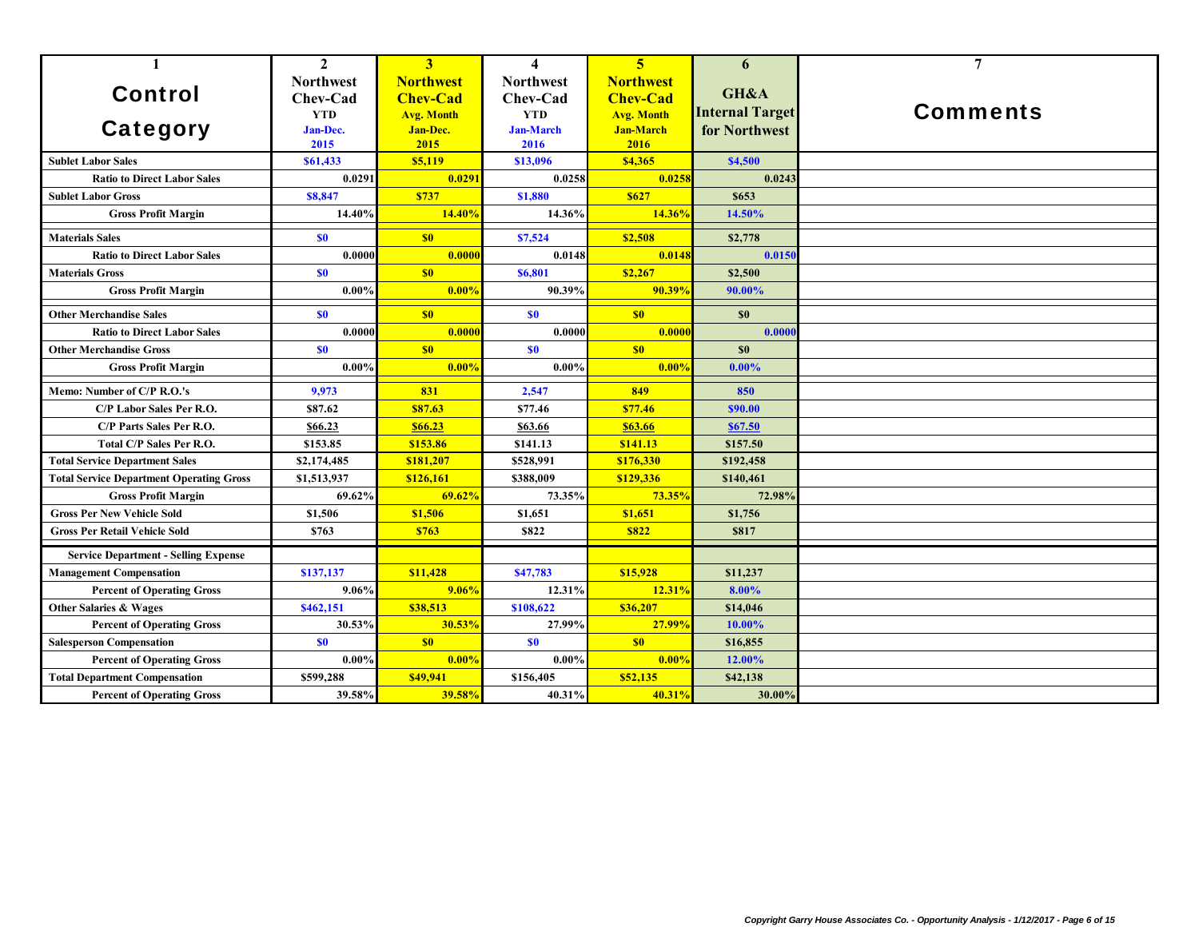| 1 Control Category | 2 Northwest Chev-Cad YTD Jan-Dec. 2015 | 3 Northwest Chev-Cad Avg. Month Jan-Dec. 2015 | 4 Northwest Chev-Cad YTD Jan-March 2016 | 5 Northwest Chev-Cad Avg. Month Jan-March 2016 | 6 GH&A Internal Target for Northwest | 7 Comments |
|---|---|---|---|---|---|---|
| **Sublet Labor Sales** | $61,433 | $5,119 | $13,096 | $4,365 | $4,500 | |
| **Ratio to Direct Labor Sales** | 0.0291 | 0.0291 | 0.0258 | 0.0258 | 0.0243 | |
| **Sublet Labor Gross** | $8,847 | $737 | $1,880 | $627 | $653 | |
| **Gross Profit Margin** | 14.40% | 14.40% | 14.36% | 14.36% | 14.50% | |
| **Materials Sales** | $0 | $0 | $7,524 | $2,508 | $2,778 | |
| **Ratio to Direct Labor Sales** | 0.0000 | 0.0000 | 0.0148 | 0.0148 | 0.0150 | |
| **Materials Gross** | $0 | $0 | $6,801 | $2,267 | $2,500 | |
| **Gross Profit Margin** | 0.00% | 0.00% | 90.39% | 90.39% | 90.00% | |
| **Other Merchandise Sales** | $0 | $0 | $0 | $0 | $0 | |
| **Ratio to Direct Labor Sales** | 0.0000 | 0.0000 | 0.0000 | 0.0000 | 0.0000 | |
| **Other Merchandise Gross** | $0 | $0 | $0 | $0 | $0 | |
| **Gross Profit Margin** | 0.00% | 0.00% | 0.00% | 0.00% | 0.00% | |
| **Memo: Number of C/P R.O.'s** | 9,973 | 831 | 2,547 | 849 | 850 | |
| **C/P Labor Sales Per R.O.** | $87.62 | $87.63 | $77.46 | $77.46 | $90.00 | |
| **C/P Parts Sales Per R.O.** | $66.23 | $66.23 | $63.66 | $63.66 | $67.50 | |
| **Total C/P Sales Per R.O.** | $153.85 | $153.86 | $141.13 | $141.13 | $157.50 | |
| **Total Service Department Sales** | $2,174,485 | $181,207 | $528,991 | $176,330 | $192,458 | |
| **Total Service Department Operating Gross** | $1,513,937 | $126,161 | $388,009 | $129,336 | $140,461 | |
| **Gross Profit Margin** | 69.62% | 69.62% | 73.35% | 73.35% | 72.98% | |
| **Gross Per New Vehicle Sold** | $1,506 | $1,506 | $1,651 | $1,651 | $1,756 | |
| **Gross Per Retail Vehicle Sold** | $763 | $763 | $822 | $822 | $817 | |
| **Service Department - Selling Expense** | | | | | | |
| **Management Compensation** | $137,137 | $11,428 | $47,783 | $15,928 | $11,237 | |
| **Percent of Operating Gross** | 9.06% | 9.06% | 12.31% | 12.31% | 8.00% | |
| **Other Salaries & Wages** | $462,151 | $38,513 | $108,622 | $36,207 | $14,046 | |
| **Percent of Operating Gross** | 30.53% | 30.53% | 27.99% | 27.99% | 10.00% | |
| **Salesperson Compensation** | $0 | $0 | $0 | $0 | $16,855 | |
| **Percent of Operating Gross** | 0.00% | 0.00% | 0.00% | 0.00% | 12.00% | |
| **Total Department Compensation** | $599,288 | $49,941 | $156,405 | $52,135 | $42,138 | |
| **Percent of Operating Gross** | 39.58% | 39.58% | 40.31% | 40.31% | 30.00% | |

*Copyright Garry House Associates Co. - Opportunity Analysis - 1/12/2017*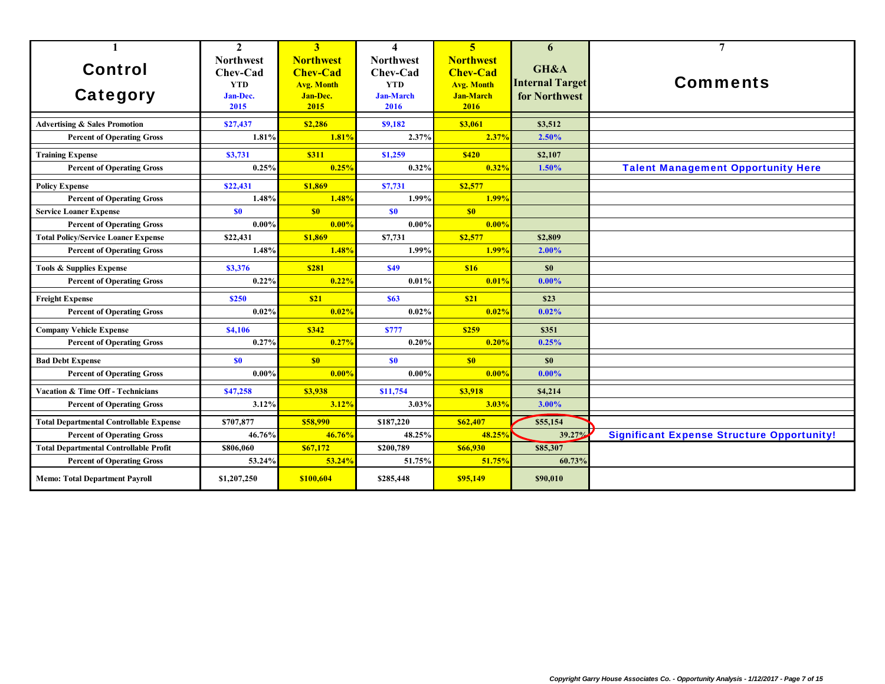| 1<br>Control Category | 2<br>Northwest Chev-Cad YTD Jan-Dec. 2015 | 3<br>Northwest Chev-Cad Avg. Month Jan-Dec. 2015 | 4<br>Northwest Chev-Cad YTD Jan-March 2016 | 5<br>Northwest Chev-Cad Avg. Month Jan-March 2016 | 6<br>GH&A Internal Target for Northwest | 7<br>Comments |
|---|---|---|---|---|---|---|
| **Advertising & Sales Promotion** | $27,437 | $2,286 | $9,182 | $3,061 | $3,512 | |
| **Percent of Operating Gross** | 1.81% | 1.81% | 2.37% | 2.37% | 2.50% | |
| **Training Expense** | $3,731 | $311 | $1,259 | $420 | $2,107 | |
| **Percent of Operating Gross** | 0.25% | 0.25% | 0.32% | 0.32% | 1.50% | Talent Management Opportunity Here |
| **Policy Expense** | $22,431 | $1,869 | $7,731 | $2,577 | | |
| **Percent of Operating Gross** | 1.48% | 1.48% | 1.99% | 1.99% | | |
| **Service Loaner Expense** | $0 | $0 | $0 | $0 | | |
| **Percent of Operating Gross** | 0.00% | 0.00% | 0.00% | 0.00% | | |
| **Total Policy/Service Loaner Expense** | $22,431 | $1,869 | $7,731 | $2,577 | $2,809 | |
| **Percent of Operating Gross** | 1.48% | 1.48% | 1.99% | 1.99% | 2.00% | |
| **Tools & Supplies Expense** | $3,376 | $281 | $49 | $16 | $0 | |
| **Percent of Operating Gross** | 0.22% | 0.22% | 0.01% | 0.01% | 0.00% | |
| **Freight Expense** | $250 | $21 | $63 | $21 | $23 | |
| **Percent of Operating Gross** | 0.02% | 0.02% | 0.02% | 0.02% | 0.02% | |
| **Company Vehicle Expense** | $4,106 | $342 | $777 | $259 | $351 | |
| **Percent of Operating Gross** | 0.27% | 0.27% | 0.20% | 0.20% | 0.25% | |
| **Bad Debt Expense** | $0 | $0 | $0 | $0 | $0 | |
| **Percent of Operating Gross** | 0.00% | 0.00% | 0.00% | 0.00% | 0.00% | |
| **Vacation & Time Off - Technicians** | $47,258 | $3,938 | $11,754 | $3,918 | $4,214 | |
| **Percent of Operating Gross** | 3.12% | 3.12% | 3.03% | 3.03% | 3.00% | |
| **Total Departmental Controllable Expense** | $707,877 | $58,990 | $187,220 | $62,407 | $55,154 | |
| **Percent of Operating Gross** | 46.76% | 46.76% | 48.25% | 48.25% | 39.27% | Significant Expense Structure Opportunity! |
| **Total Departmental Controllable Profit** | $806,060 | $67,172 | $200,789 | $66,930 | $85,307 | |
| **Percent of Operating Gross** | 53.24% | 53.24% | 51.75% | 51.75% | 60.73% | |
| **Memo: Total Department Payroll** | $1,207,250 | $100,604 | $285,448 | $95,149 | $90,010 | |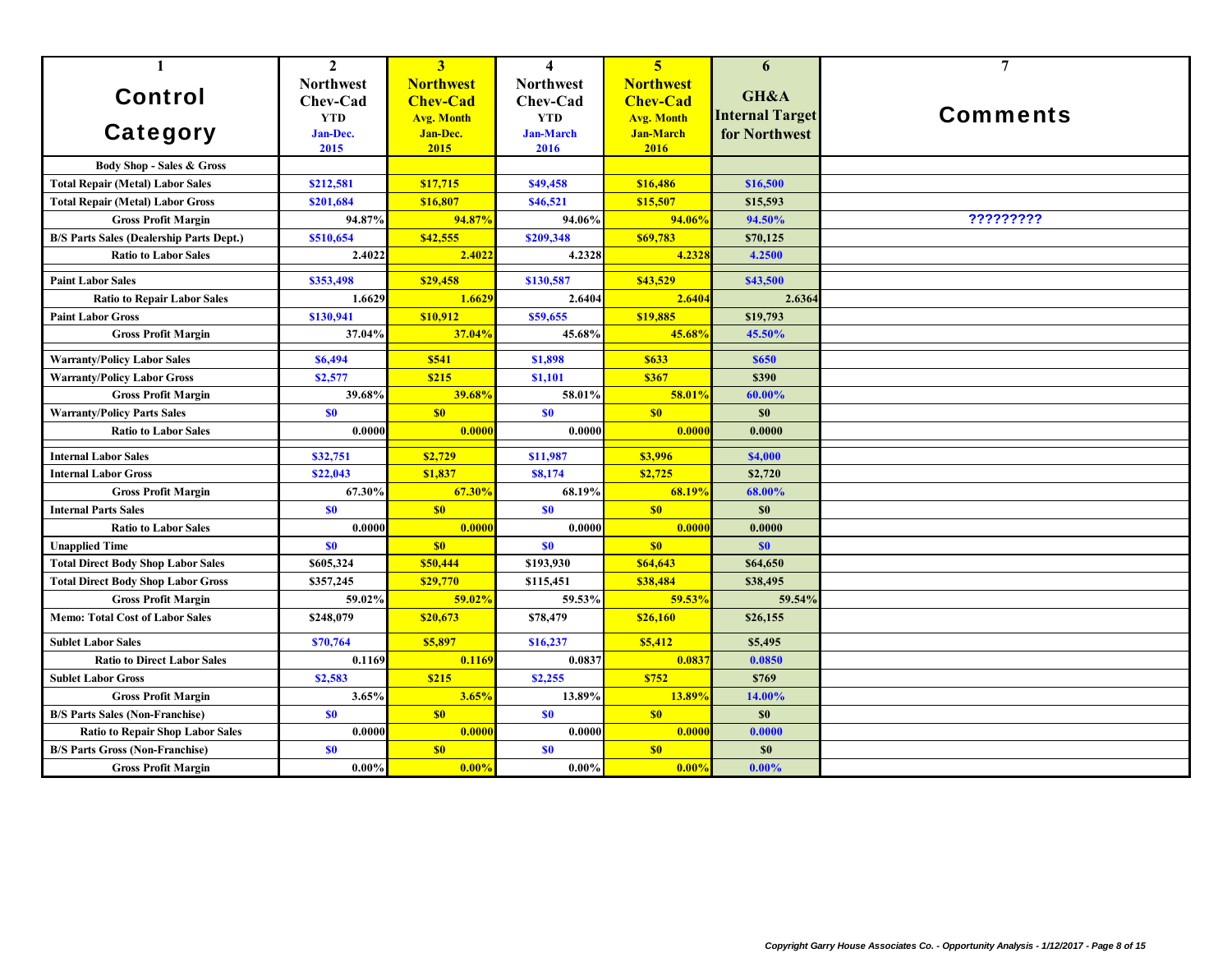| 1<br>Control Category | 2<br>Northwest Chev-Cad YTD Jan-Dec. 2015 | 3<br>Northwest Chev-Cad Avg. Month Jan-Dec. 2015 | 4<br>Northwest Chev-Cad YTD Jan-March 2016 | 5<br>Northwest Chev-Cad Avg. Month Jan-March 2016 | 6<br>GH&A Internal Target for Northwest | 7<br>Comments |
|---|---|---|---|---|---|---|
| **Body Shop - Sales & Gross** | | | | | | |
| Total Repair (Metal) Labor Sales | $212,581 | $17,715 | $49,458 | $16,486 | $16,500 | |
| Total Repair (Metal) Labor Gross | $201,684 | $16,807 | $46,521 | $15,507 | $15,593 | |
| Gross Profit Margin | 94.87% | 94.87% | 94.06% | 94.06% | 94.50% | ????????? |
| B/S Parts Sales (Dealership Parts Dept.) | $510,654 | $42,555 | $209,348 | $69,783 | $70,125 | |
| Ratio to Labor Sales | 2.4022 | 2.4022 | 4.2328 | 4.2328 | 4.2500 | |
| Paint Labor Sales | $353,498 | $29,458 | $130,587 | $43,529 | $43,500 | |
| Ratio to Repair Labor Sales | 1.6629 | 1.6629 | 2.6404 | 2.6404 | 2.6364 | |
| Paint Labor Gross | $130,941 | $10,912 | $59,655 | $19,885 | $19,793 | |
| Gross Profit Margin | 37.04% | 37.04% | 45.68% | 45.68% | 45.50% | |
| Warranty/Policy Labor Sales | $6,494 | $541 | $1,898 | $633 | $650 | |
| Warranty/Policy Labor Gross | $2,577 | $215 | $1,101 | $367 | $390 | |
| Gross Profit Margin | 39.68% | 39.68% | 58.01% | 58.01% | 60.00% | |
| Warranty/Policy Parts Sales | $0 | $0 | $0 | $0 | $0 | |
| Ratio to Labor Sales | 0.0000 | 0.0000 | 0.0000 | 0.0000 | 0.0000 | |
| Internal Labor Sales | $32,751 | $2,729 | $11,987 | $3,996 | $4,000 | |
| Internal Labor Gross | $22,043 | $1,837 | $8,174 | $2,725 | $2,720 | |
| Gross Profit Margin | 67.30% | 67.30% | 68.19% | 68.19% | 68.00% | |
| Internal Parts Sales | $0 | $0 | $0 | $0 | $0 | |
| Ratio to Labor Sales | 0.0000 | 0.0000 | 0.0000 | 0.0000 | 0.0000 | |
| Unapplied Time | $0 | $0 | $0 | $0 | $0 | |
| Total Direct Body Shop Labor Sales | $605,324 | $50,444 | $193,930 | $64,643 | $64,650 | |
| Total Direct Body Shop Labor Gross | $357,245 | $29,770 | $115,451 | $38,484 | $38,495 | |
| Gross Profit Margin | 59.02% | 59.02% | 59.53% | 59.53% | 59.54% | |
| Memo: Total Cost of Labor Sales | $248,079 | $20,673 | $78,479 | $26,160 | $26,155 | |
| Sublet Labor Sales | $70,764 | $5,897 | $16,237 | $5,412 | $5,495 | |
| Ratio to Direct Labor Sales | 0.1169 | 0.1169 | 0.0837 | 0.0837 | 0.0850 | |
| Sublet Labor Gross | $2,583 | $215 | $2,255 | $752 | $769 | |
| Gross Profit Margin | 3.65% | 3.65% | 13.89% | 13.89% | 14.00% | |
| B/S Parts Sales (Non-Franchise) | $0 | $0 | $0 | $0 | $0 | |
| Ratio to Repair Shop Labor Sales | 0.0000 | 0.0000 | 0.0000 | 0.0000 | 0.0000 | |
| B/S Parts Gross (Non-Franchise) | $0 | $0 | $0 | $0 | $0 | |
| Gross Profit Margin | 0.00% | 0.00% | 0.00% | 0.00% | 0.00% | |

*Copyright Garry House Associates Co. - Opportunity Analysis - 1/12/2017*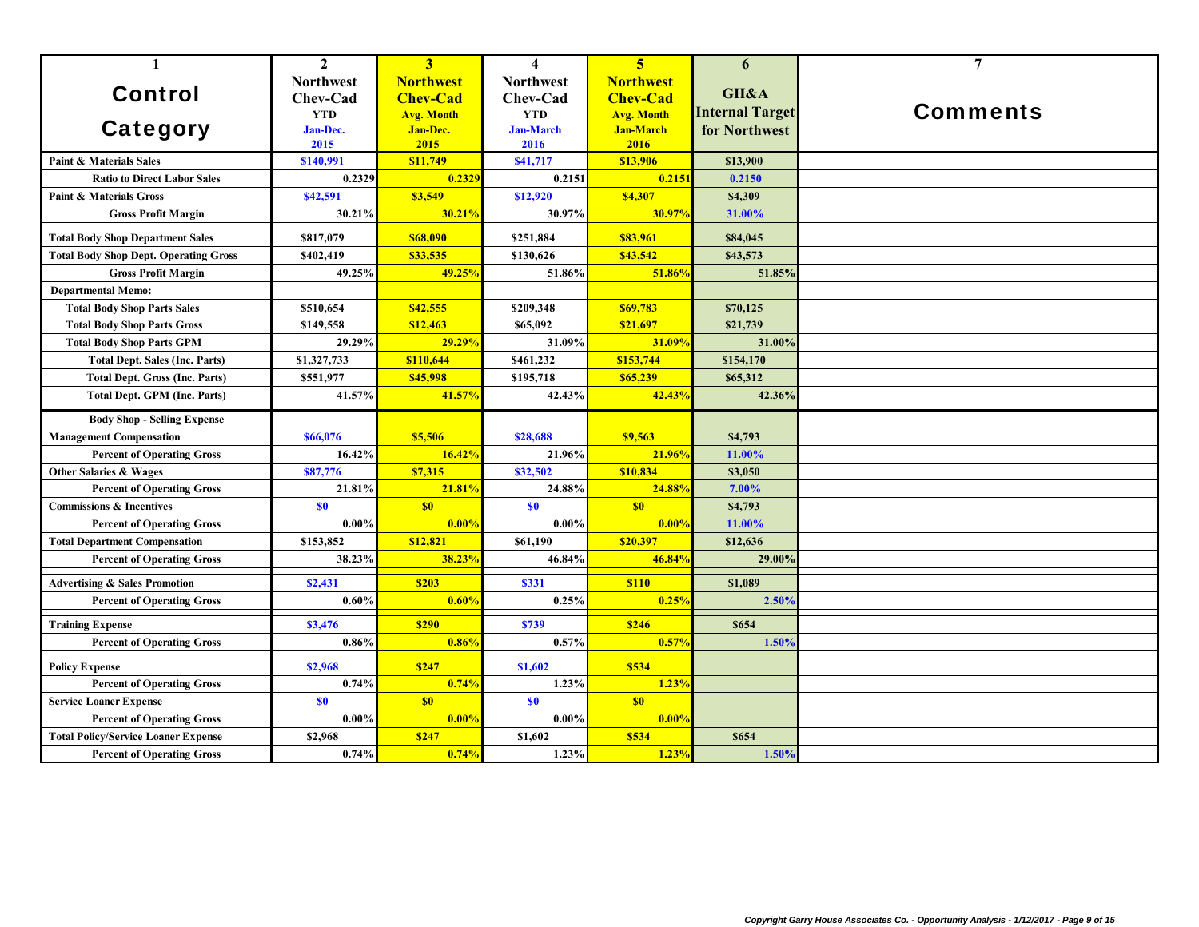| 1<br>Control Category | 2<br>Northwest Chev-Cad YTD Jan-Dec. 2015 | 3<br>Northwest Chev-Cad Avg. Month Jan-Dec. 2015 | 4<br>Northwest Chev-Cad YTD Jan-March 2016 | 5<br>Northwest Chev-Cad Avg. Month Jan-March 2016 | 6<br>GH&A Internal Target for Northwest | 7<br>Comments |
|---|---|---|---|---|---|---|
| **Paint & Materials Sales** | $140,991 | $11,749 | $41,717 | $13,906 | $13,900 | |
| Ratio to Direct Labor Sales | 0.2329 | 0.2329 | 0.2151 | 0.2151 | 0.2150 | |
| **Paint & Materials Gross** | $42,591 | $3,549 | $12,920 | $4,307 | $4,309 | |
| Gross Profit Margin | 30.21% | 30.21% | 30.97% | 30.97% | 31.00% | |
| **Total Body Shop Department Sales** | $817,079 | $68,090 | $251,884 | $83,961 | $84,045 | |
| **Total Body Shop Dept. Operating Gross** | $402,419 | $33,535 | $130,626 | $43,542 | $43,573 | |
| Gross Profit Margin | 49.25% | 49.25% | 51.86% | 51.86% | 51.85% | |
| **Departmental Memo:** | | | | | | |
| Total Body Shop Parts Sales | $510,654 | $42,555 | $209,348 | $69,783 | $70,125 | |
| Total Body Shop Parts Gross | $149,558 | $12,463 | $65,092 | $21,697 | $21,739 | |
| Total Body Shop Parts GPM | 29.29% | 29.29% | 31.09% | 31.09% | 31.00% | |
| Total Dept. Sales (Inc. Parts) | $1,327,733 | $110,644 | $461,232 | $153,744 | $154,170 | |
| Total Dept. Gross (Inc. Parts) | $551,977 | $45,998 | $195,718 | $65,239 | $65,312 | |
| Total Dept. GPM (Inc. Parts) | 41.57% | 41.57% | 42.43% | 42.43% | 42.36% | |
| **Body Shop - Selling Expense** | | | | | | |
| **Management Compensation** | $66,076 | $5,506 | $28,688 | $9,563 | $4,793 | |
| Percent of Operating Gross | 16.42% | 16.42% | 21.96% | 21.96% | 11.00% | |
| **Other Salaries & Wages** | $87,776 | $7,315 | $32,502 | $10,834 | $3,050 | |
| Percent of Operating Gross | 21.81% | 21.81% | 24.88% | 24.88% | 7.00% | |
| **Commissions & Incentives** | $0 | $0 | $0 | $0 | $4,793 | |
| Percent of Operating Gross | 0.00% | 0.00% | 0.00% | 0.00% | 11.00% | |
| **Total Department Compensation** | $153,852 | $12,821 | $61,190 | $20,397 | $12,636 | |
| Percent of Operating Gross | 38.23% | 38.23% | 46.84% | 46.84% | 29.00% | |
| **Advertising & Sales Promotion** | $2,431 | $203 | $331 | $110 | $1,089 | |
| Percent of Operating Gross | 0.60% | 0.60% | 0.25% | 0.25% | 2.50% | |
| **Training Expense** | $3,476 | $290 | $739 | $246 | $654 | |
| Percent of Operating Gross | 0.86% | 0.86% | 0.57% | 0.57% | 1.50% | |
| **Policy Expense** | $2,968 | $247 | $1,602 | $534 | | |
| Percent of Operating Gross | 0.74% | 0.74% | 1.23% | 1.23% | | |
| **Service Loaner Expense** | $0 | $0 | $0 | $0 | | |
| Percent of Operating Gross | 0.00% | 0.00% | 0.00% | 0.00% | | |
| **Total Policy/Service Loaner Expense** | $2,968 | $247 | $1,602 | $534 | $654 | |
| Percent of Operating Gross | 0.74% | 0.74% | 1.23% | 1.23% | 1.50% | |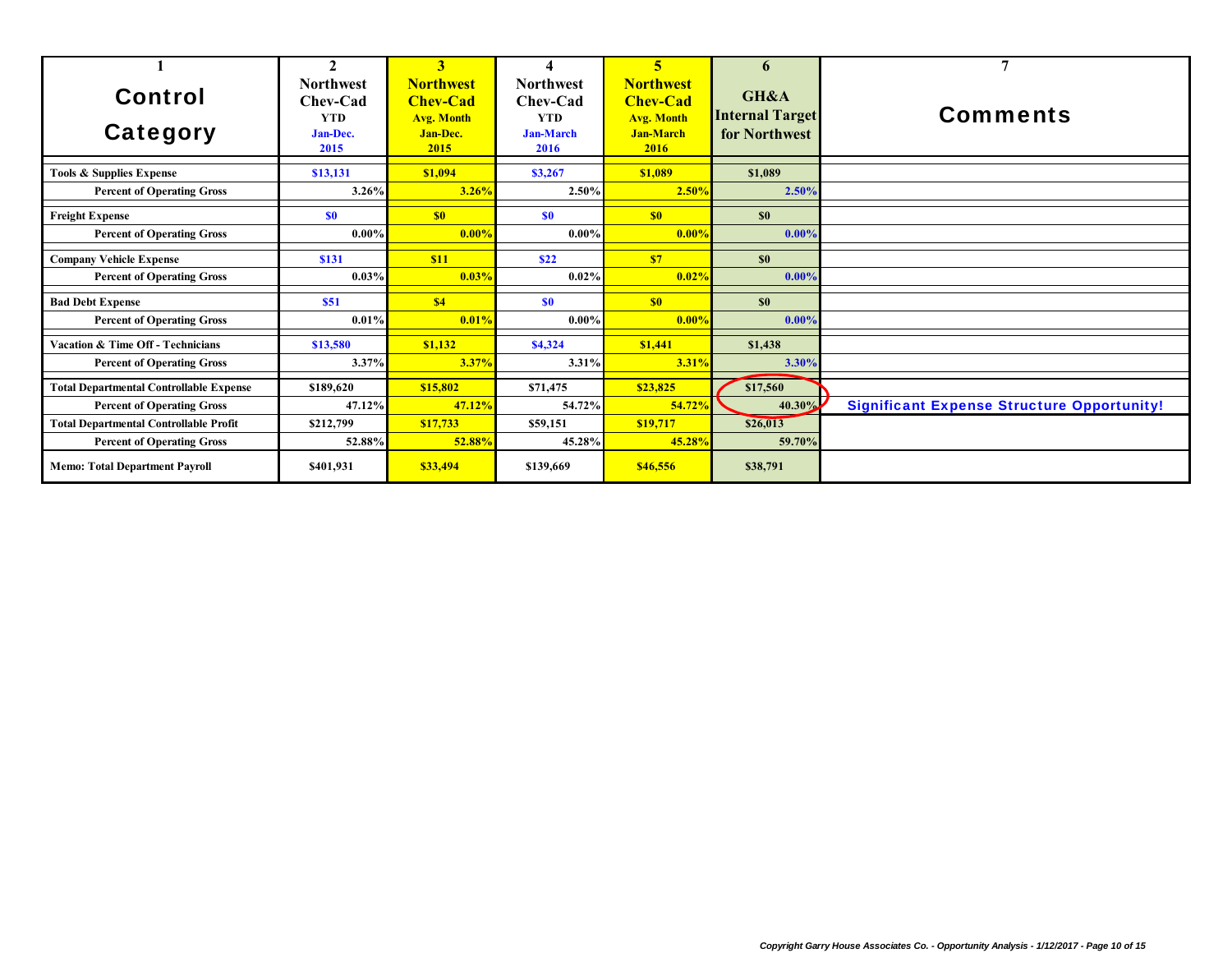| 1<br>Control Category | 2<br>Northwest Chev-Cad YTD Jan-Dec. 2015 | 3<br>Northwest Chev-Cad Avg. Month Jan-Dec. 2015 | 4<br>Northwest Chev-Cad YTD Jan-March 2016 | 5<br>Northwest Chev-Cad Avg. Month Jan-March 2016 | 6<br>GH&A Internal Target for Northwest | 7<br>Comments |
|---|---|---|---|---|---|---|
| **Tools & Supplies Expense** | $13,131 | $1,094 | $3,267 | $1,089 | $1,089 | |
| **Percent of Operating Gross** | 3.26% | 3.26% | 2.50% | 2.50% | 2.50% | |
| **Freight Expense** | $0 | $0 | $0 | $0 | $0 | |
| **Percent of Operating Gross** | 0.00% | 0.00% | 0.00% | 0.00% | 0.00% | |
| **Company Vehicle Expense** | $131 | $11 | $22 | $7 | $0 | |
| **Percent of Operating Gross** | 0.03% | 0.03% | 0.02% | 0.02% | 0.00% | |
| **Bad Debt Expense** | $51 | $4 | $0 | $0 | $0 | |
| **Percent of Operating Gross** | 0.01% | 0.01% | 0.00% | 0.00% | 0.00% | |
| **Vacation & Time Off - Technicians** | $13,580 | $1,132 | $4,324 | $1,441 | $1,438 | |
| **Percent of Operating Gross** | 3.37% | 3.37% | 3.31% | 3.31% | 3.30% | |
| **Total Departmental Controllable Expense** | $189,620 | $15,802 | $71,475 | $23,825 | $17,560 | |
| **Percent of Operating Gross** | 47.12% | 47.12% | 54.72% | 54.72% | 40.30% | **Significant Expense Structure Opportunity!** |
| **Total Departmental Controllable Profit** | $212,799 | $17,733 | $59,151 | $19,717 | $26,013 | |
| **Percent of Operating Gross** | 52.88% | 52.88% | 45.28% | 45.28% | 59.70% | |
| **Memo: Total Department Payroll** | $401,931 | $33,494 | $139,669 | $46,556 | $38,791 | |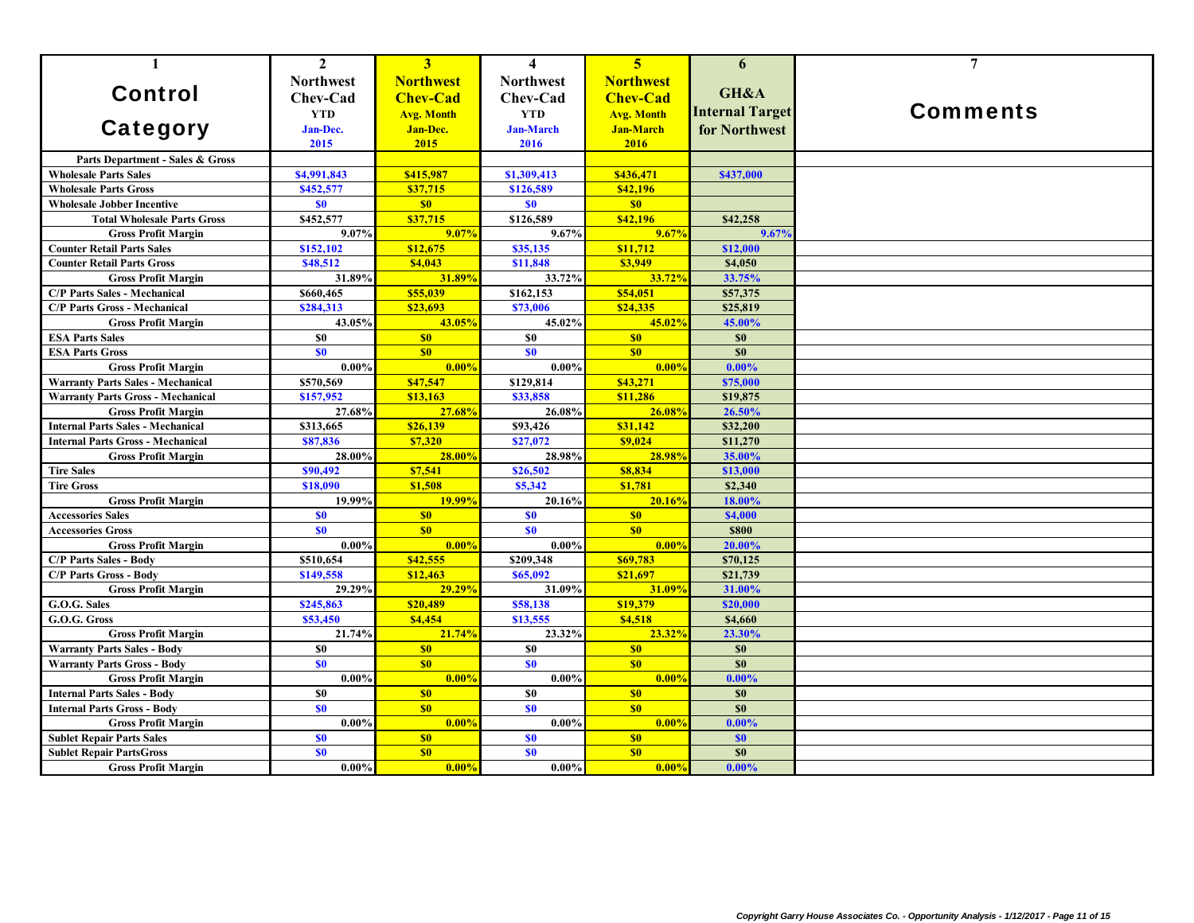| 1<br>Control Category | 2<br>Northwest Chev-Cad YTD Jan-Dec. 2015 | 3<br>Northwest Chev-Cad Avg. Month Jan-Dec. 2015 | 4<br>Northwest Chev-Cad YTD Jan-March 2016 | 5<br>Northwest Chev-Cad Avg. Month Jan-March 2016 | 6<br>GH&A Internal Target for Northwest | 7<br>Comments |
|---|---|---|---|---|---|---|
| **Parts Department - Sales & Gross** | | | | | | |
| Wholesale Parts Sales | $4,991,843 | $415,987 | $1,309,413 | $436,471 | $437,000 | |
| Wholesale Parts Gross | $452,577 | $37,715 | $126,589 | $42,196 | | |
| Wholesale Jobber Incentive | $0 | $0 | $0 | $0 | | |
| Total Wholesale Parts Gross | $452,577 | $37,715 | $126,589 | $42,196 | $42,258 | |
| Gross Profit Margin | 9.07% | 9.07% | 9.67% | 9.67% | 9.67% | |
| Counter Retail Parts Sales | $152,102 | $12,675 | $35,135 | $11,712 | $12,000 | |
| Counter Retail Parts Gross | $48,512 | $4,043 | $11,848 | $3,949 | $4,050 | |
| Gross Profit Margin | 31.89% | 31.89% | 33.72% | 33.72% | 33.75% | |
| C/P Parts Sales - Mechanical | $660,465 | $55,039 | $162,153 | $54,051 | $57,375 | |
| C/P Parts Gross - Mechanical | $284,313 | $23,693 | $73,006 | $24,335 | $25,819 | |
| Gross Profit Margin | 43.05% | 43.05% | 45.02% | 45.02% | 45.00% | |
| ESA Parts Sales | $0 | $0 | $0 | $0 | $0 | |
| ESA Parts Gross | $0 | $0 | $0 | $0 | $0 | |
| Gross Profit Margin | 0.00% | 0.00% | 0.00% | 0.00% | 0.00% | |
| Warranty Parts Sales - Mechanical | $570,569 | $47,547 | $129,814 | $43,271 | $75,000 | |
| Warranty Parts Gross - Mechanical | $157,952 | $13,163 | $33,858 | $11,286 | $19,875 | |
| Gross Profit Margin | 27.68% | 27.68% | 26.08% | 26.08% | 26.50% | |
| Internal Parts Sales - Mechanical | $313,665 | $26,139 | $93,426 | $31,142 | $32,200 | |
| Internal Parts Gross - Mechanical | $87,836 | $7,320 | $27,072 | $9,024 | $11,270 | |
| Gross Profit Margin | 28.00% | 28.00% | 28.98% | 28.98% | 35.00% | |
| Tire Sales | $90,492 | $7,541 | $26,502 | $8,834 | $13,000 | |
| Tire Gross | $18,090 | $1,508 | $5,342 | $1,781 | $2,340 | |
| Gross Profit Margin | 19.99% | 19.99% | 20.16% | 20.16% | 18.00% | |
| Accessories Sales | $0 | $0 | $0 | $0 | $4,000 | |
| Accessories Gross | $0 | $0 | $0 | $0 | $800 | |
| Gross Profit Margin | 0.00% | 0.00% | 0.00% | 0.00% | 20.00% | |
| C/P Parts Sales - Body | $510,654 | $42,555 | $209,348 | $69,783 | $70,125 | |
| C/P Parts Gross - Body | $149,558 | $12,463 | $65,092 | $21,697 | $21,739 | |
| Gross Profit Margin | 29.29% | 29.29% | 31.09% | 31.09% | 31.00% | |
| G.O.G. Sales | $245,863 | $20,489 | $58,138 | $19,379 | $20,000 | |
| G.O.G. Gross | $53,450 | $4,454 | $13,555 | $4,518 | $4,660 | |
| Gross Profit Margin | 21.74% | 21.74% | 23.32% | 23.32% | 23.30% | |
| Warranty Parts Sales - Body | $0 | $0 | $0 | $0 | $0 | |
| Warranty Parts Gross - Body | $0 | $0 | $0 | $0 | $0 | |
| Gross Profit Margin | 0.00% | 0.00% | 0.00% | 0.00% | 0.00% | |
| Internal Parts Sales - Body | $0 | $0 | $0 | $0 | $0 | |
| Internal Parts Gross - Body | $0 | $0 | $0 | $0 | $0 | |
| Gross Profit Margin | 0.00% | 0.00% | 0.00% | 0.00% | 0.00% | |
| Sublet Repair Parts Sales | $0 | $0 | $0 | $0 | $0 | |
| Sublet Repair PartsGross | $0 | $0 | $0 | $0 | $0 | |
| Gross Profit Margin | 0.00% | 0.00% | 0.00% | 0.00% | 0.00% | |

*Copyright Garry House Associates Co. - Opportunity Analysis - 1/12/2017*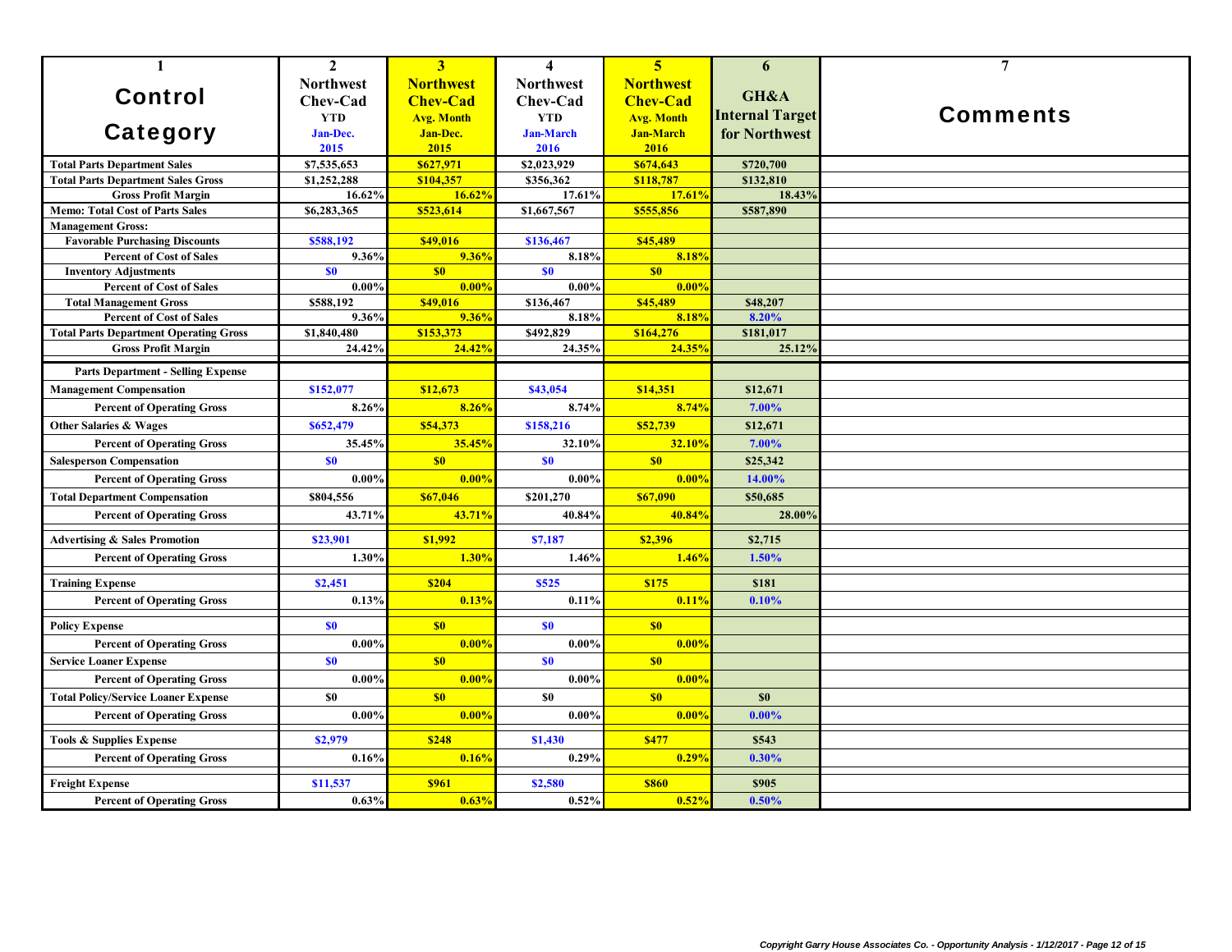| 1<br>Control Category | 2<br>Northwest Chev-Cad YTD Jan-Dec. 2015 | 3<br>Northwest Chev-Cad Avg. Month Jan-Dec. 2015 | 4<br>Northwest Chev-Cad YTD Jan-March 2016 | 5<br>Northwest Chev-Cad Avg. Month Jan-March 2016 | 6<br>GH&A Internal Target for Northwest | 7<br>Comments |
|---|---|---|---|---|---|---|
| Total Parts Department Sales | $7,535,653 | $627,971 | $2,023,929 | $674,643 | $720,700 | |
| Total Parts Department Sales Gross | $1,252,288 | $104,357 | $356,362 | $118,787 | $132,810 | |
| Gross Profit Margin | 16.62% | 16.62% | 17.61% | 17.61% | 18.43% | |
| Memo: Total Cost of Parts Sales | $6,283,365 | $523,614 | $1,667,567 | $555,856 | $587,890 | |
| Management Gross: | | | | | | |
| Favorable Purchasing Discounts | $588,192 | $49,016 | $136,467 | $45,489 | | |
| Percent of Cost of Sales | 9.36% | 9.36% | 8.18% | 8.18% | | |
| Inventory Adjustments | $0 | $0 | $0 | $0 | | |
| Percent of Cost of Sales | 0.00% | 0.00% | 0.00% | 0.00% | | |
| Total Management Gross | $588,192 | $49,016 | $136,467 | $45,489 | $48,207 | |
| Percent of Cost of Sales | 9.36% | 9.36% | 8.18% | 8.18% | 8.20% | |
| Total Parts Department Operating Gross | $1,840,480 | $153,373 | $492,829 | $164,276 | $181,017 | |
| Gross Profit Margin | 24.42% | 24.42% | 24.35% | 24.35% | 25.12% | |
| Parts Department - Selling Expense | | | | | | |
| Management Compensation | $152,077 | $12,673 | $43,054 | $14,351 | $12,671 | |
| Percent of Operating Gross | 8.26% | 8.26% | 8.74% | 8.74% | 7.00% | |
| Other Salaries & Wages | $652,479 | $54,373 | $158,216 | $52,739 | $12,671 | |
| Percent of Operating Gross | 35.45% | 35.45% | 32.10% | 32.10% | 7.00% | |
| Salesperson Compensation | $0 | $0 | $0 | $0 | $25,342 | |
| Percent of Operating Gross | 0.00% | 0.00% | 0.00% | 0.00% | 14.00% | |
| Total Department Compensation | $804,556 | $67,046 | $201,270 | $67,090 | $50,685 | |
| Percent of Operating Gross | 43.71% | 43.71% | 40.84% | 40.84% | 28.00% | |
| Advertising & Sales Promotion | $23,901 | $1,992 | $7,187 | $2,396 | $2,715 | |
| Percent of Operating Gross | 1.30% | 1.30% | 1.46% | 1.46% | 1.50% | |
| Training Expense | $2,451 | $204 | $525 | $175 | $181 | |
| Percent of Operating Gross | 0.13% | 0.13% | 0.11% | 0.11% | 0.10% | |
| Policy Expense | $0 | $0 | $0 | $0 | | |
| Percent of Operating Gross | 0.00% | 0.00% | 0.00% | 0.00% | | |
| Service Loaner Expense | $0 | $0 | $0 | $0 | | |
| Percent of Operating Gross | 0.00% | 0.00% | 0.00% | 0.00% | | |
| Total Policy/Service Loaner Expense | $0 | $0 | $0 | $0 | $0 | |
| Percent of Operating Gross | 0.00% | 0.00% | 0.00% | 0.00% | 0.00% | |
| Tools & Supplies Expense | $2,979 | $248 | $1,430 | $477 | $543 | |
| Percent of Operating Gross | 0.16% | 0.16% | 0.29% | 0.29% | 0.30% | |
| Freight Expense | $11,537 | $961 | $2,580 | $860 | $905 | |
| Percent of Operating Gross | 0.63% | 0.63% | 0.52% | 0.52% | 0.50% | |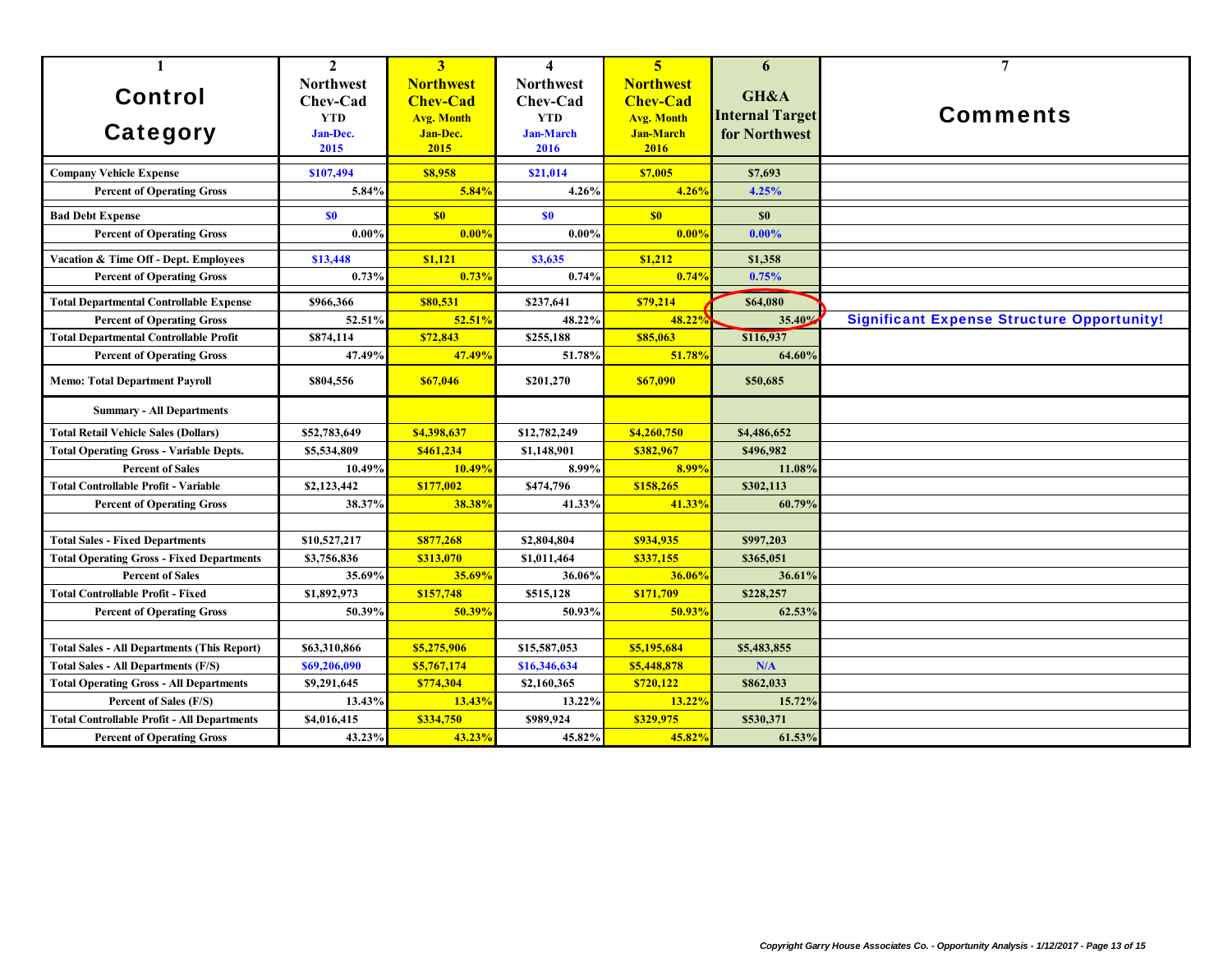| 1<br>Control Category | 2<br>Northwest Chev-Cad YTD Jan-Dec. 2015 | 3<br>Northwest Chev-Cad Avg. Month Jan-Dec. 2015 | 4<br>Northwest Chev-Cad YTD Jan-March 2016 | 5<br>Northwest Chev-Cad Avg. Month Jan-March 2016 | 6<br>GH&A Internal Target for Northwest | 7<br>Comments |
|---|---|---|---|---|---|---|
| **Company Vehicle Expense** | $107,494 | $8,958 | $21,014 | $7,005 | $7,693 | |
| **Percent of Operating Gross** | 5.84% | 5.84% | 4.26% | 4.26% | 4.25% | |
| **Bad Debt Expense** | $0 | $0 | $0 | $0 | $0 | |
| **Percent of Operating Gross** | 0.00% | 0.00% | 0.00% | 0.00% | 0.00% | |
| **Vacation & Time Off - Dept. Employees** | $13,448 | $1,121 | $3,635 | $1,212 | $1,358 | |
| **Percent of Operating Gross** | 0.73% | 0.73% | 0.74% | 0.74% | 0.75% | |
| **Total Departmental Controllable Expense** | $966,366 | $80,531 | $237,641 | $79,214 | $64,080 | |
| **Percent of Operating Gross** | 52.51% | 52.51% | 48.22% | 48.22% | 35.40% | **Significant Expense Structure Opportunity!** |
| **Total Departmental Controllable Profit** | $874,114 | $72,843 | $255,188 | $85,063 | $116,937 | |
| **Percent of Operating Gross** | 47.49% | 47.49% | 51.78% | 51.78% | 64.60% | |
| **Memo: Total Department Payroll** | $804,556 | $67,046 | $201,270 | $67,090 | $50,685 | |
| **Summary - All Departments** | | | | | | |
| **Total Retail Vehicle Sales (Dollars)** | $52,783,649 | $4,398,637 | $12,782,249 | $4,260,750 | $4,486,652 | |
| **Total Operating Gross - Variable Depts.** | $5,534,809 | $461,234 | $1,148,901 | $382,967 | $496,982 | |
| **Percent of Sales** | 10.49% | 10.49% | 8.99% | 8.99% | 11.08% | |
| **Total Controllable Profit - Variable** | $2,123,442 | $177,002 | $474,796 | $158,265 | $302,113 | |
| **Percent of Operating Gross** | 38.37% | 38.38% | 41.33% | 41.33% | 60.79% | |
| | | | | | | |
| **Total Sales - Fixed Departments** | $10,527,217 | $877,268 | $2,804,804 | $934,935 | $997,203 | |
| **Total Operating Gross - Fixed Departments** | $3,756,836 | $313,070 | $1,011,464 | $337,155 | $365,051 | |
| **Percent of Sales** | 35.69% | 35.69% | 36.06% | 36.06% | 36.61% | |
| **Total Controllable Profit - Fixed** | $1,892,973 | $157,748 | $515,128 | $171,709 | $228,257 | |
| **Percent of Operating Gross** | 50.39% | 50.39% | 50.93% | 50.93% | 62.53% | |
| | | | | | | |
| **Total Sales - All Departments (This Report)** | $63,310,866 | $5,275,906 | $15,587,053 | $5,195,684 | $5,483,855 | |
| **Total Sales - All Departments (F/S)** | $69,206,090 | $5,767,174 | $16,346,634 | $5,448,878 | N/A | |
| **Total Operating Gross - All Departments** | $9,291,645 | $774,304 | $2,160,365 | $720,122 | $862,033 | |
| **Percent of Sales (F/S)** | 13.43% | 13.43% | 13.22% | 13.22% | 15.72% | |
| **Total Controllable Profit - All Departments** | $4,016,415 | $334,750 | $989,924 | $329,975 | $530,371 | |
| **Percent of Operating Gross** | 43.23% | 43.23% | 45.82% | 45.82% | 61.53% | |

*Copyright Garry House Associates Co. - Opportunity Analysis - 1/12/2017*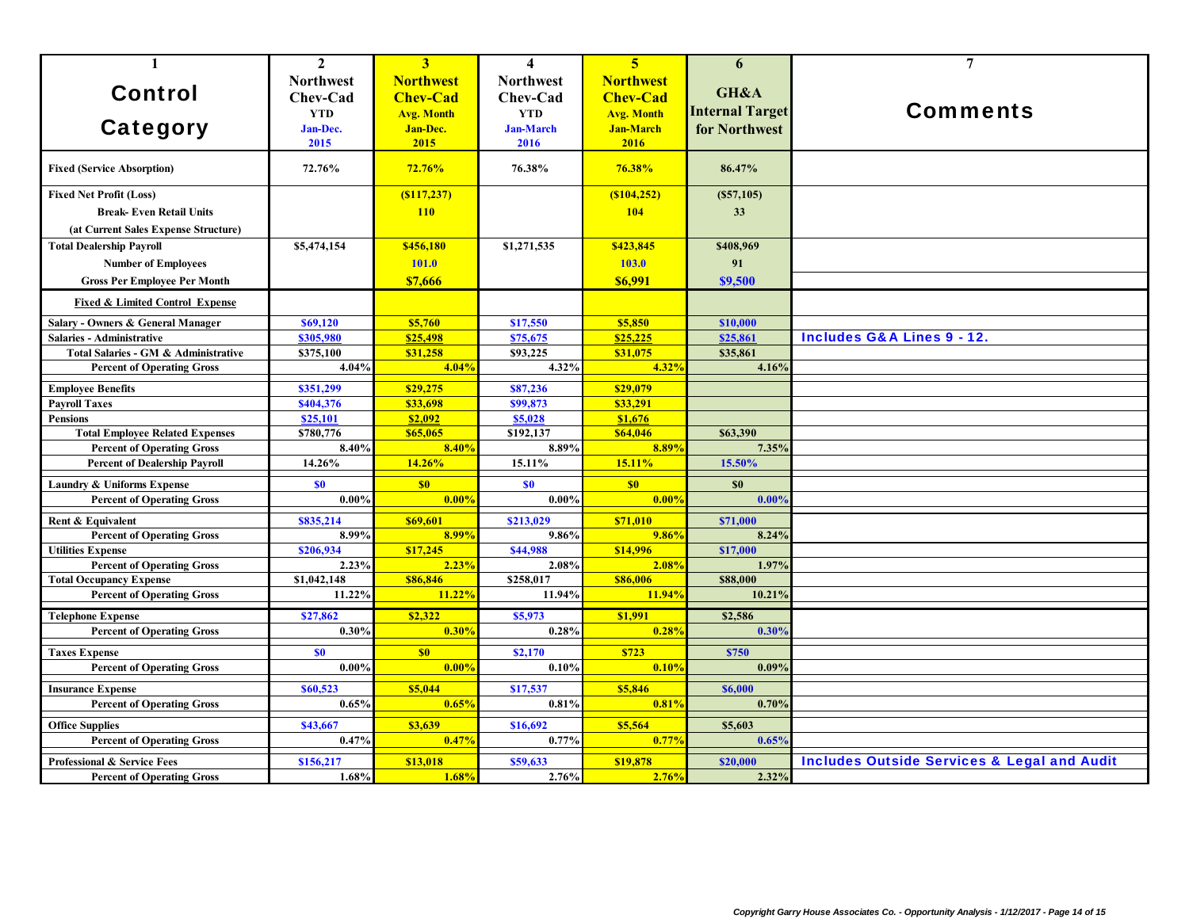| 1<br>Control Category | 2<br>Northwest Chev-Cad YTD Jan-Dec. 2015 | 3<br>Northwest Chev-Cad Avg. Month Jan-Dec. 2015 | 4<br>Northwest Chev-Cad YTD Jan-March 2016 | 5<br>Northwest Chev-Cad Avg. Month Jan-March 2016 | 6<br>GH&A Internal Target for Northwest | 7<br>Comments |
|---|---|---|---|---|---|---|
| **Fixed (Service Absorption)** | 72.76% | 72.76% | 76.38% | 76.38% | 86.47% | |
| **Fixed Net Profit (Loss)** | | ($117,237) | | ($104,252) | ($57,105) | |
| **Break- Even Retail Units** | | 110 | | 104 | 33 | |
| **(at Current Sales Expense Structure)** | | | | | | |
| **Total Dealership Payroll** | $5,474,154 | $456,180 | $1,271,535 | $423,845 | $408,969 | |
| **Number of Employees** | | 101.0 | | 103.0 | 91 | |
| **Gross Per Employee Per Month** | | $7,666 | | $6,991 | $9,500 | |
| **Fixed & Limited Control Expense** | | | | | | |
| **Salary - Owners & General Manager** | $69,120 | $5,760 | $17,550 | $5,850 | $10,000 | |
| **Salaries - Administrative** | $305,980 | $25,498 | $75,675 | $25,225 | $25,861 | Includes G&A Lines 9 - 12. |
| **Total Salaries - GM & Administrative** | $375,100 | $31,258 | $93,225 | $31,075 | $35,861 | |
| **Percent of Operating Gross** | 4.04% | 4.04% | 4.32% | 4.32% | 4.16% | |
| **Employee Benefits** | $351,299 | $29,275 | $87,236 | $29,079 | | |
| **Payroll Taxes** | $404,376 | $33,698 | $99,873 | $33,291 | | |
| **Pensions** | $25,101 | $2,092 | $5,028 | $1,676 | | |
| **Total Employee Related Expenses** | $780,776 | $65,065 | $192,137 | $64,046 | $63,390 | |
| **Percent of Operating Gross** | 8.40% | 8.40% | 8.89% | 8.89% | 7.35% | |
| **Percent of Dealership Payroll** | 14.26% | 14.26% | 15.11% | 15.11% | 15.50% | |
| **Laundry & Uniforms Expense** | $0 | $0 | $0 | $0 | $0 | |
| **Percent of Operating Gross** | 0.00% | 0.00% | 0.00% | 0.00% | 0.00% | |
| **Rent & Equivalent** | $835,214 | $69,601 | $213,029 | $71,010 | $71,000 | |
| **Percent of Operating Gross** | 8.99% | 8.99% | 9.86% | 9.86% | 8.24% | |
| **Utilities Expense** | $206,934 | $17,245 | $44,988 | $14,996 | $17,000 | |
| **Percent of Operating Gross** | 2.23% | 2.23% | 2.08% | 2.08% | 1.97% | |
| **Total Occupancy Expense** | $1,042,148 | $86,846 | $258,017 | $86,006 | $88,000 | |
| **Percent of Operating Gross** | 11.22% | 11.22% | 11.94% | 11.94% | 10.21% | |
| **Telephone Expense** | $27,862 | $2,322 | $5,973 | $1,991 | $2,586 | |
| **Percent of Operating Gross** | 0.30% | 0.30% | 0.28% | 0.28% | 0.30% | |
| **Taxes Expense** | $0 | $0 | $2,170 | $723 | $750 | |
| **Percent of Operating Gross** | 0.00% | 0.00% | 0.10% | 0.10% | 0.09% | |
| **Insurance Expense** | $60,523 | $5,044 | $17,537 | $5,846 | $6,000 | |
| **Percent of Operating Gross** | 0.65% | 0.65% | 0.81% | 0.81% | 0.70% | |
| **Office Supplies** | $43,667 | $3,639 | $16,692 | $5,564 | $5,603 | |
| **Percent of Operating Gross** | 0.47% | 0.47% | 0.77% | 0.77% | 0.65% | |
| **Professional & Service Fees** | $156,217 | $13,018 | $59,633 | $19,878 | $20,000 | Includes Outside Services & Legal and Audit |
| **Percent of Operating Gross** | 1.68% | 1.68% | 2.76% | 2.76% | 2.32% | |

*Copyright Garry House Associates Co. - Opportunity Analysis - 1/12/2017*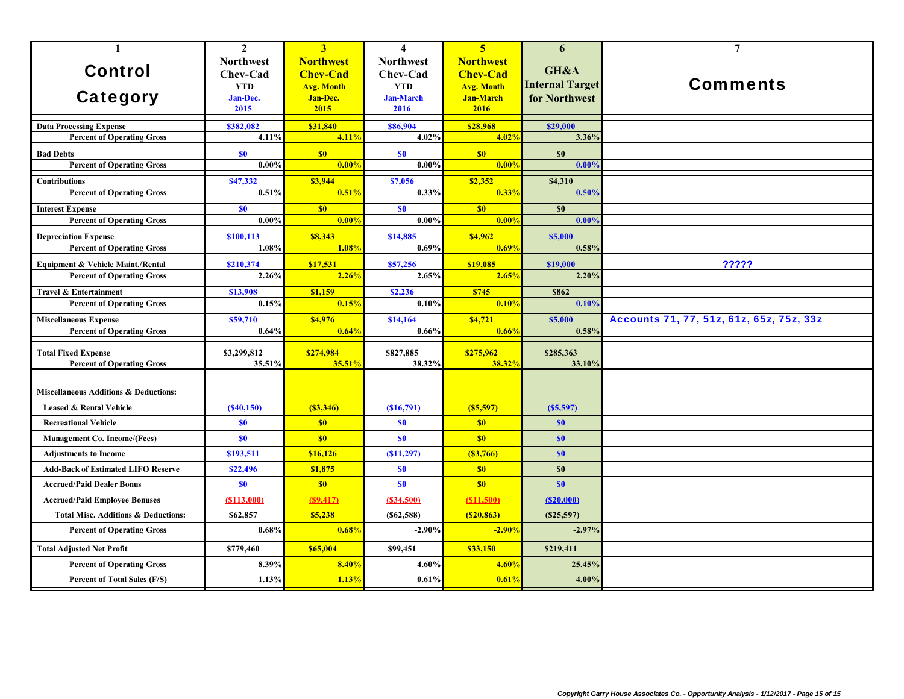| 1<br>Control Category | 2<br>Northwest Chev-Cad YTD Jan-Dec. 2015 | 3<br>Northwest Chev-Cad Avg. Month Jan-Dec. 2015 | 4<br>Northwest Chev-Cad YTD Jan-March 2016 | 5<br>Northwest Chev-Cad Avg. Month Jan-March 2016 | 6<br>GH&A Internal Target for Northwest | 7<br>Comments |
|---|---|---|---|---|---|---|
| **Data Processing Expense** | $382,082 | $31,840 | $86,904 | $28,968 | $29,000 | |
| Percent of Operating Gross | 4.11% | 4.11% | 4.02% | 4.02% | 3.36% | |
| **Bad Debts** | $0 | $0 | $0 | $0 | $0 | |
| Percent of Operating Gross | 0.00% | 0.00% | 0.00% | 0.00% | 0.00% | |
| **Contributions** | $47,332 | $3,944 | $7,056 | $2,352 | $4,310 | |
| Percent of Operating Gross | 0.51% | 0.51% | 0.33% | 0.33% | 0.50% | |
| **Interest Expense** | $0 | $0 | $0 | $0 | $0 | |
| Percent of Operating Gross | 0.00% | 0.00% | 0.00% | 0.00% | 0.00% | |
| **Depreciation Expense** | $100,113 | $8,343 | $14,885 | $4,962 | $5,000 | |
| Percent of Operating Gross | 1.08% | 1.08% | 0.69% | 0.69% | 0.58% | |
| **Equipment & Vehicle Maint./Rental** | $210,374 | $17,531 | $57,256 | $19,085 | $19,000 | ????? |
| Percent of Operating Gross | 2.26% | 2.26% | 2.65% | 2.65% | 2.20% | |
| **Travel & Entertainment** | $13,908 | $1,159 | $2,236 | $745 | $862 | |
| Percent of Operating Gross | 0.15% | 0.15% | 0.10% | 0.10% | 0.10% | |
| **Miscellaneous Expense** | $59,710 | $4,976 | $14,164 | $4,721 | $5,000 | Accounts 71, 77, 51z, 61z, 65z, 75z, 33z |
| Percent of Operating Gross | 0.64% | 0.64% | 0.66% | 0.66% | 0.58% | |
| **Total Fixed Expense** | $3,299,812 | $274,984 | $827,885 | $275,962 | $285,363 | |
| Percent of Operating Gross | 35.51% | 35.51% | 38.32% | 38.32% | 33.10% | |
| **Miscellaneous Additions & Deductions:** | | | | | | |
| Leased & Rental Vehicle | ($40,150) | ($3,346) | ($16,791) | ($5,597) | ($5,597) | |
| Recreational Vehicle | $0 | $0 | $0 | $0 | $0 | |
| Management Co. Income/(Fees) | $0 | $0 | $0 | $0 | $0 | |
| Adjustments to Income | $193,511 | $16,126 | ($11,297) | ($3,766) | $0 | |
| Add-Back of Estimated LIFO Reserve | $22,496 | $1,875 | $0 | $0 | $0 | |
| Accrued/Paid Dealer Bonus | $0 | $0 | $0 | $0 | $0 | |
| Accrued/Paid Employee Bonuses | ($113,000) | ($9,417) | ($34,500) | ($11,500) | ($20,000) | |
| Total Misc. Additions & Deductions: | $62,857 | $5,238 | ($62,588) | ($20,863) | ($25,597) | |
| Percent of Operating Gross | 0.68% | 0.68% | -2.90% | -2.90% | -2.97% | |
| **Total Adjusted Net Profit** | $779,460 | $65,004 | $99,451 | $33,150 | $219,411 | |
| Percent of Operating Gross | 8.39% | 8.40% | 4.60% | 4.60% | 25.45% | |
| Percent of Total Sales (F/S) | 1.13% | 1.13% | 0.61% | 0.61% | 4.00% | |

*Copyright Garry House Associates Co. - Opportunity Analysis - 1/12/2017*